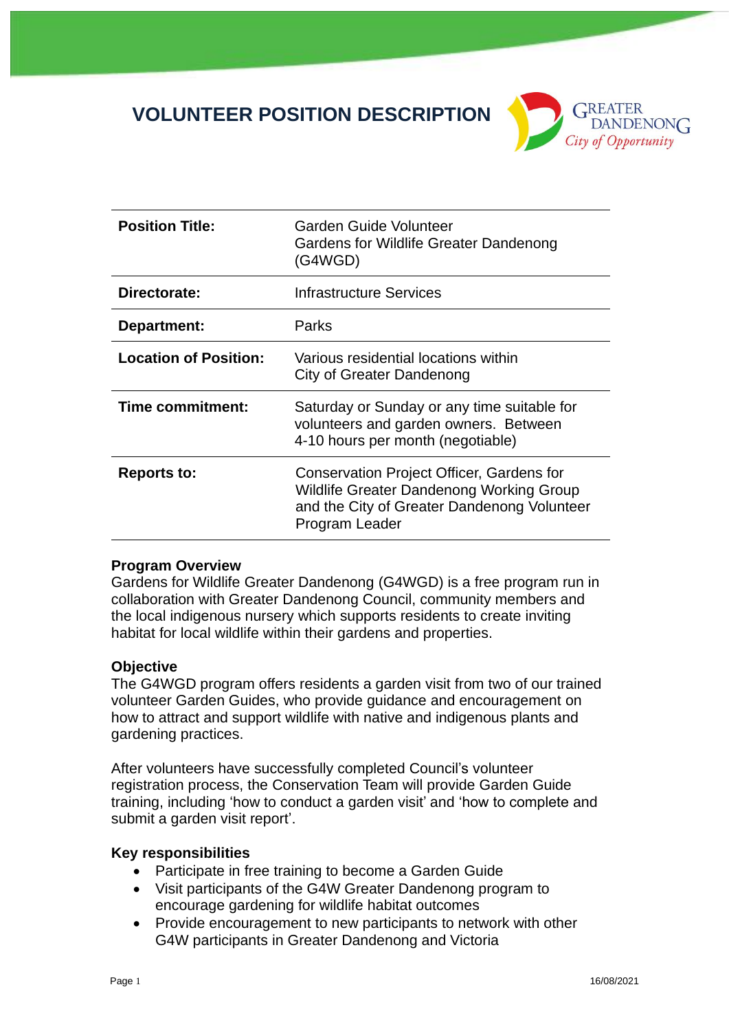# VOLUNTEER POSITION DESCRIPTION

| | |
|---|---|
| **Position Title:** | Garden Guide Volunteer<br>Gardens for Wildlife Greater Dandenong (G4WGD) |
| **Directorate:** | Infrastructure Services |
| **Department:** | Parks |
| **Location of Position:** | Various residential locations within City of Greater Dandenong |
| **Time commitment:** | Saturday or Sunday or any time suitable for volunteers and garden owners. Between 4-10 hours per month (negotiable) |
| **Reports to:** | Conservation Project Officer, Gardens for Wildlife Greater Dandenong Working Group and the City of Greater Dandenong Volunteer Program Leader |

**Program Overview**

Gardens for Wildlife Greater Dandenong (G4WGD) is a free program run in collaboration with Greater Dandenong Council, community members and the local indigenous nursery which supports residents to create inviting habitat for local wildlife within their gardens and properties.

**Objective**

The G4WGD program offers residents a garden visit from two of our trained volunteer Garden Guides, who provide guidance and encouragement on how to attract and support wildlife with native and indigenous plants and gardening practices.

After volunteers have successfully completed Council's volunteer registration process, the Conservation Team will provide Garden Guide training, including 'how to conduct a garden visit' and 'how to complete and submit a garden visit report'.

**Key responsibilities**

- Participate in free training to become a Garden Guide
- Visit participants of the G4W Greater Dandenong program to encourage gardening for wildlife habitat outcomes
- Provide encouragement to new participants to network with other G4W participants in Greater Dandenong and Victoria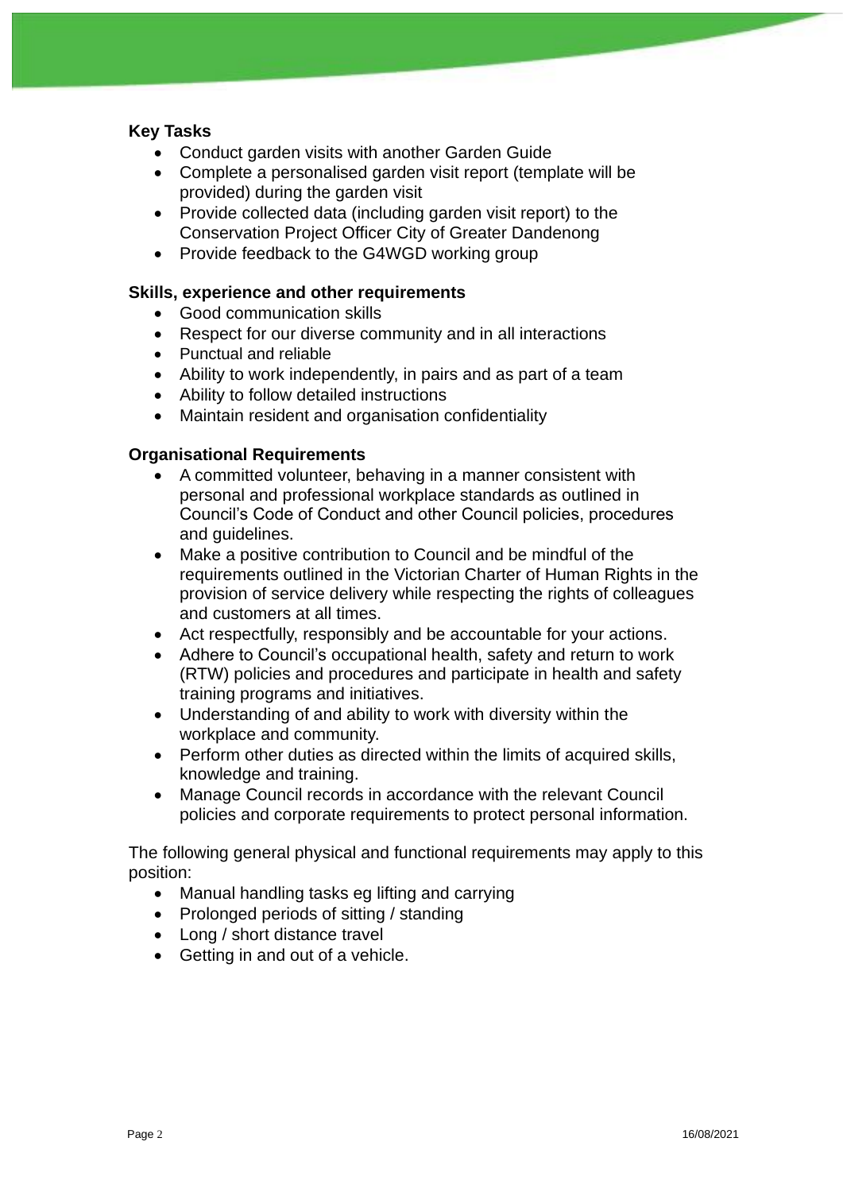**Key Tasks**

- Conduct garden visits with another Garden Guide
- Complete a personalised garden visit report (template will be provided) during the garden visit
- Provide collected data (including garden visit report) to the Conservation Project Officer City of Greater Dandenong
- Provide feedback to the G4WGD working group

**Skills, experience and other requirements**

- Good communication skills
- Respect for our diverse community and in all interactions
- Punctual and reliable
- Ability to work independently, in pairs and as part of a team
- Ability to follow detailed instructions
- Maintain resident and organisation confidentiality

**Organisational Requirements**

- A committed volunteer, behaving in a manner consistent with personal and professional workplace standards as outlined in Council's Code of Conduct and other Council policies, procedures and guidelines.
- Make a positive contribution to Council and be mindful of the requirements outlined in the Victorian Charter of Human Rights in the provision of service delivery while respecting the rights of colleagues and customers at all times.
- Act respectfully, responsibly and be accountable for your actions.
- Adhere to Council's occupational health, safety and return to work (RTW) policies and procedures and participate in health and safety training programs and initiatives.
- Understanding of and ability to work with diversity within the workplace and community.
- Perform other duties as directed within the limits of acquired skills, knowledge and training.
- Manage Council records in accordance with the relevant Council policies and corporate requirements to protect personal information.

The following general physical and functional requirements may apply to this position:

- Manual handling tasks eg lifting and carrying
- Prolonged periods of sitting / standing
- Long / short distance travel
- Getting in and out of a vehicle.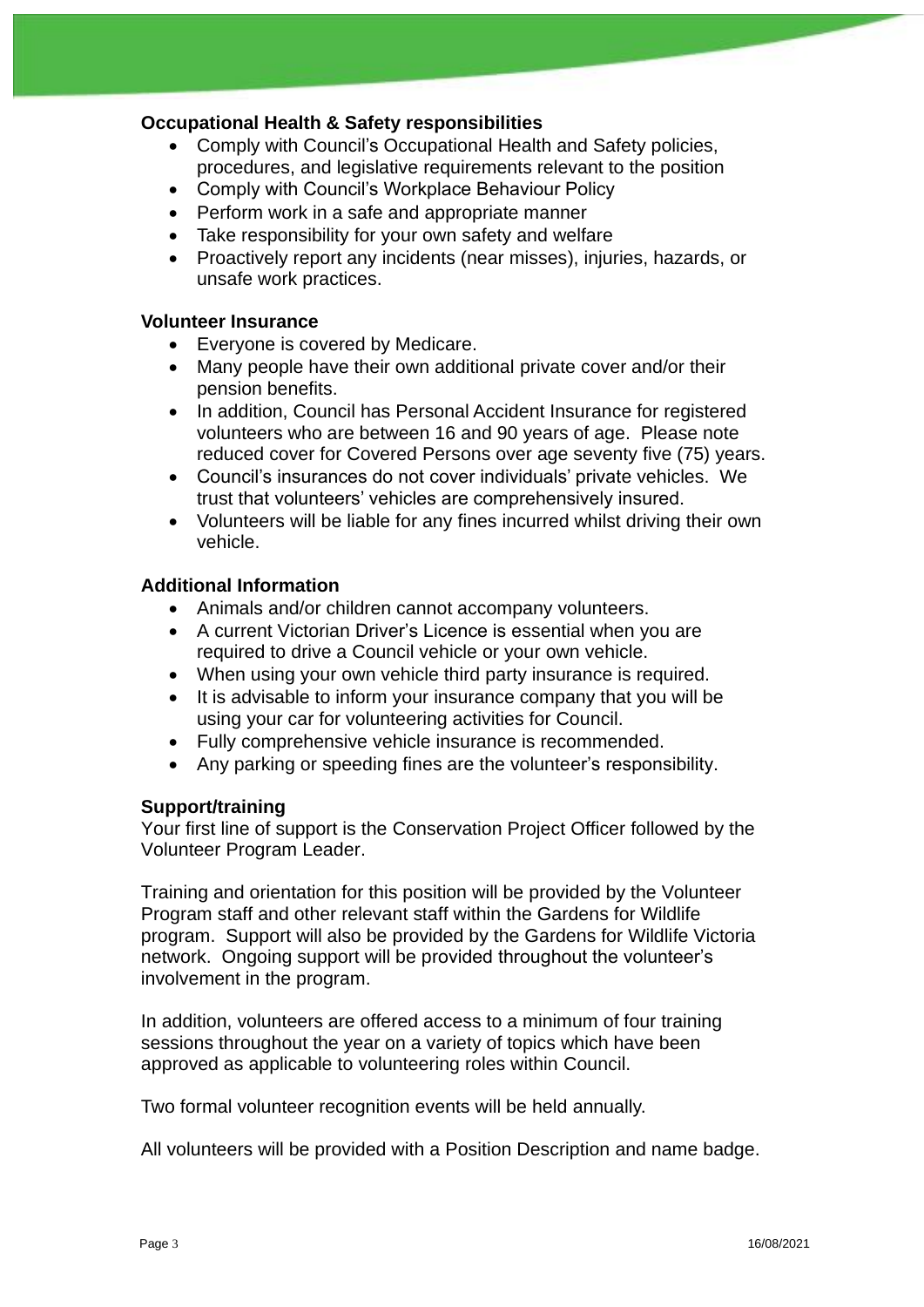### Occupational Health & Safety responsibilities

- Comply with Council's Occupational Health and Safety policies, procedures, and legislative requirements relevant to the position
- Comply with Council's Workplace Behaviour Policy
- Perform work in a safe and appropriate manner
- Take responsibility for your own safety and welfare
- Proactively report any incidents (near misses), injuries, hazards, or unsafe work practices.

### Volunteer Insurance

- Everyone is covered by Medicare.
- Many people have their own additional private cover and/or their pension benefits.
- In addition, Council has Personal Accident Insurance for registered volunteers who are between 16 and 90 years of age. Please note reduced cover for Covered Persons over age seventy five (75) years.
- Council's insurances do not cover individuals' private vehicles. We trust that volunteers' vehicles are comprehensively insured.
- Volunteers will be liable for any fines incurred whilst driving their own vehicle.

### Additional Information

- Animals and/or children cannot accompany volunteers.
- A current Victorian Driver's Licence is essential when you are required to drive a Council vehicle or your own vehicle.
- When using your own vehicle third party insurance is required.
- It is advisable to inform your insurance company that you will be using your car for volunteering activities for Council.
- Fully comprehensive vehicle insurance is recommended.
- Any parking or speeding fines are the volunteer's responsibility.

### Support/training

Your first line of support is the Conservation Project Officer followed by the Volunteer Program Leader.

Training and orientation for this position will be provided by the Volunteer Program staff and other relevant staff within the Gardens for Wildlife program. Support will also be provided by the Gardens for Wildlife Victoria network. Ongoing support will be provided throughout the volunteer's involvement in the program.

In addition, volunteers are offered access to a minimum of four training sessions throughout the year on a variety of topics which have been approved as applicable to volunteering roles within Council.

Two formal volunteer recognition events will be held annually.

All volunteers will be provided with a Position Description and name badge.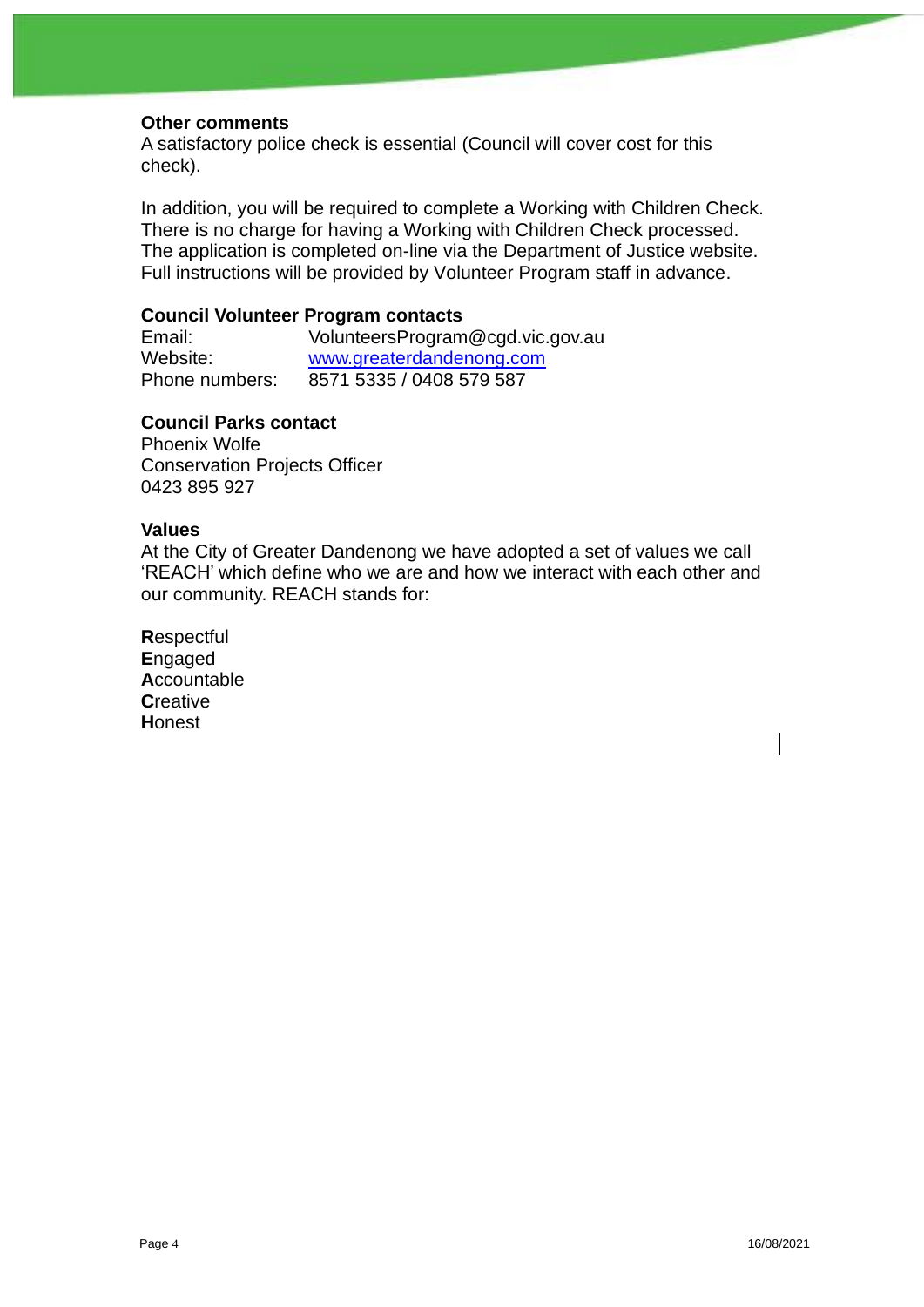### Other comments

A satisfactory police check is essential (Council will cover cost for this check).

In addition, you will be required to complete a Working with Children Check. There is no charge for having a Working with Children Check processed. The application is completed on-line via the Department of Justice website. Full instructions will be provided by Volunteer Program staff in advance.

### Council Volunteer Program contacts

Email: VolunteersProgram@cgd.vic.gov.au
Website: [www.greaterdandenong.com](http://www.greaterdandenong.com)
Phone numbers: 8571 5335 / 0408 579 587

### Council Parks contact

Phoenix Wolfe
Conservation Projects Officer
0423 895 927

### Values

At the City of Greater Dandenong we have adopted a set of values we call 'REACH' which define who we are and how we interact with each other and our community. REACH stands for:

**R**espectful
**E**ngaged
**A**ccountable
**C**reative
**H**onest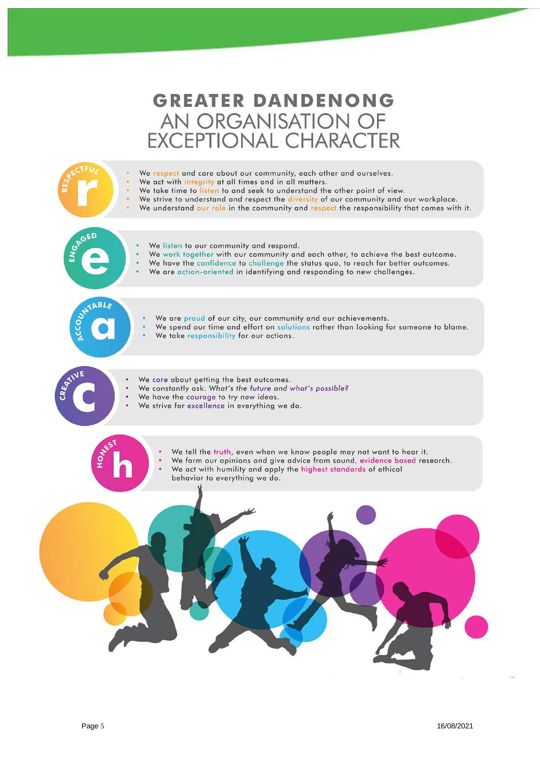# GREATER DANDENONG
## AN ORGANISATION OF EXCEPTIONAL CHARACTER

### RESPECTFUL r

- We respect and care about our community, each other and ourselves.
- We act with integrity at all times and in all matters.
- We take time to listen to and seek to understand the other point of view.
- We strive to understand and respect the diversity of our community and our workplace.
- We understand our role in the community and respect the responsibility that comes with it.

### ENGAGED e

- We listen to our community and respond.
- We work together with our community and each other, to achieve the best outcome.
- We have the confidence to challenge the status quo, to reach for better outcomes.
- We are action-oriented in identifying and responding to new challenges.

### ACCOUNTABLE a

- We are proud of our city, our community and our achievements.
- We spend our time and effort on solutions rather than looking for someone to blame.
- We take responsibility for our actions.

### CREATIVE c

- We care about getting the best outcomes.
- We constantly ask: *What's the future and what's possible?*
- We have the courage to try new ideas.
- We strive for excellence in everything we do.

### HONEST h

- We tell the truth, even when we know people may not want to hear it.
- We form our opinions and give advice from sound, evidence based research.
- We act with humility and apply the highest standards of ethical behavior to everything we do.